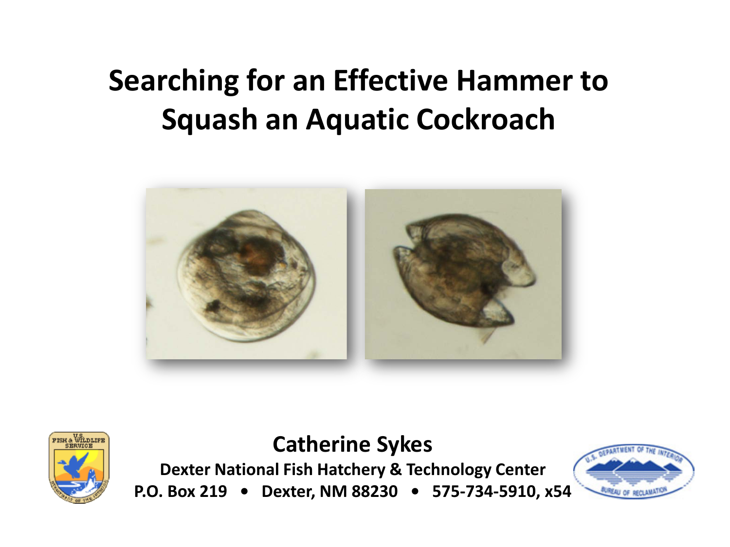# Searching for an Effective Hammer to Squash an Aquatic Cockroach

**Catherine Sykes**

**Dexter National Fish Hatchery & Technology Center**

**P.O. Box 219 • Dexter, NM 88230 • 575-734-5910, x54**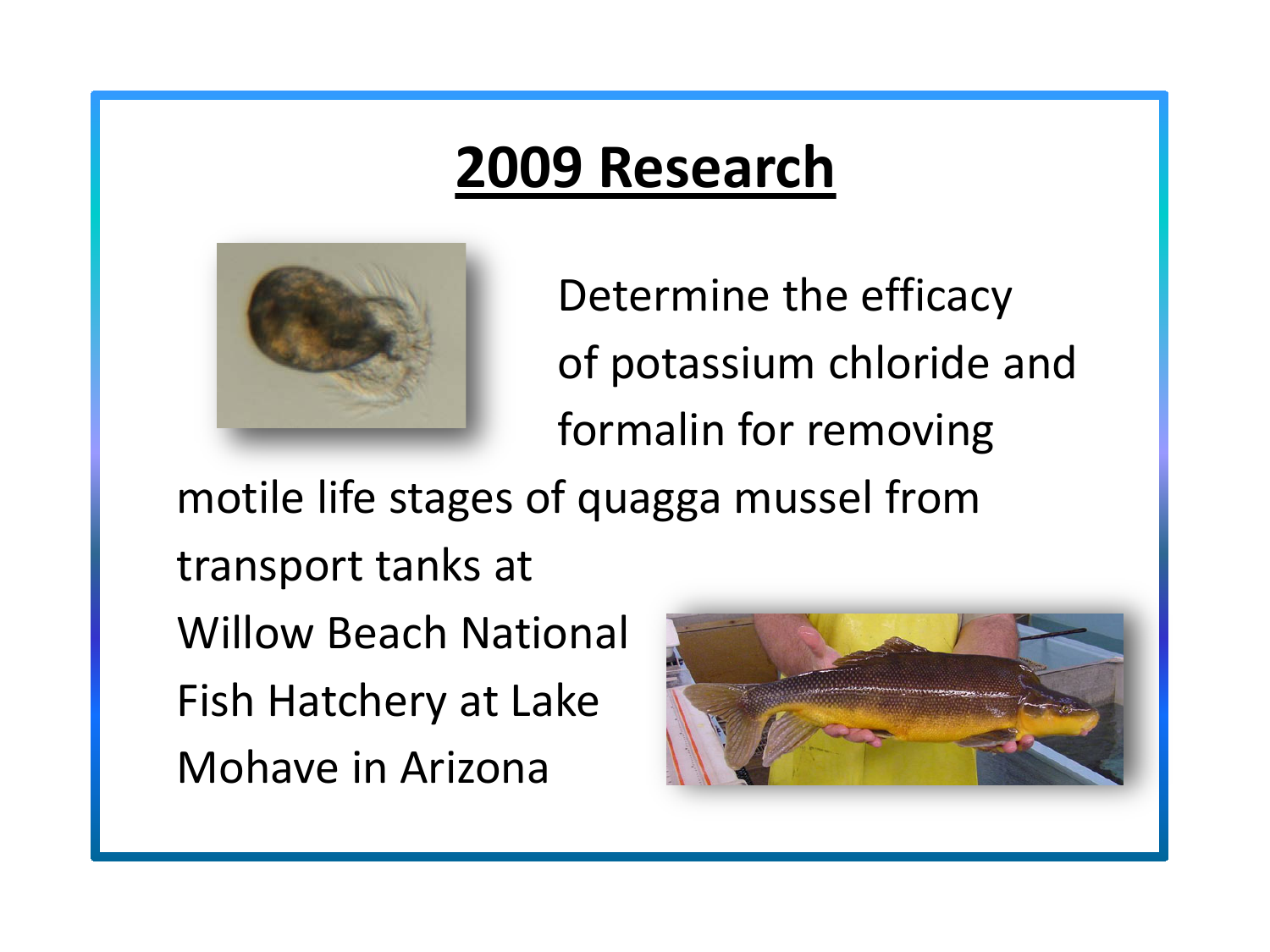# 2009 Research

Determine the efficacy of potassium chloride and formalin for removing motile life stages of quagga mussel from transport tanks at Willow Beach National Fish Hatchery at Lake Mohave in Arizona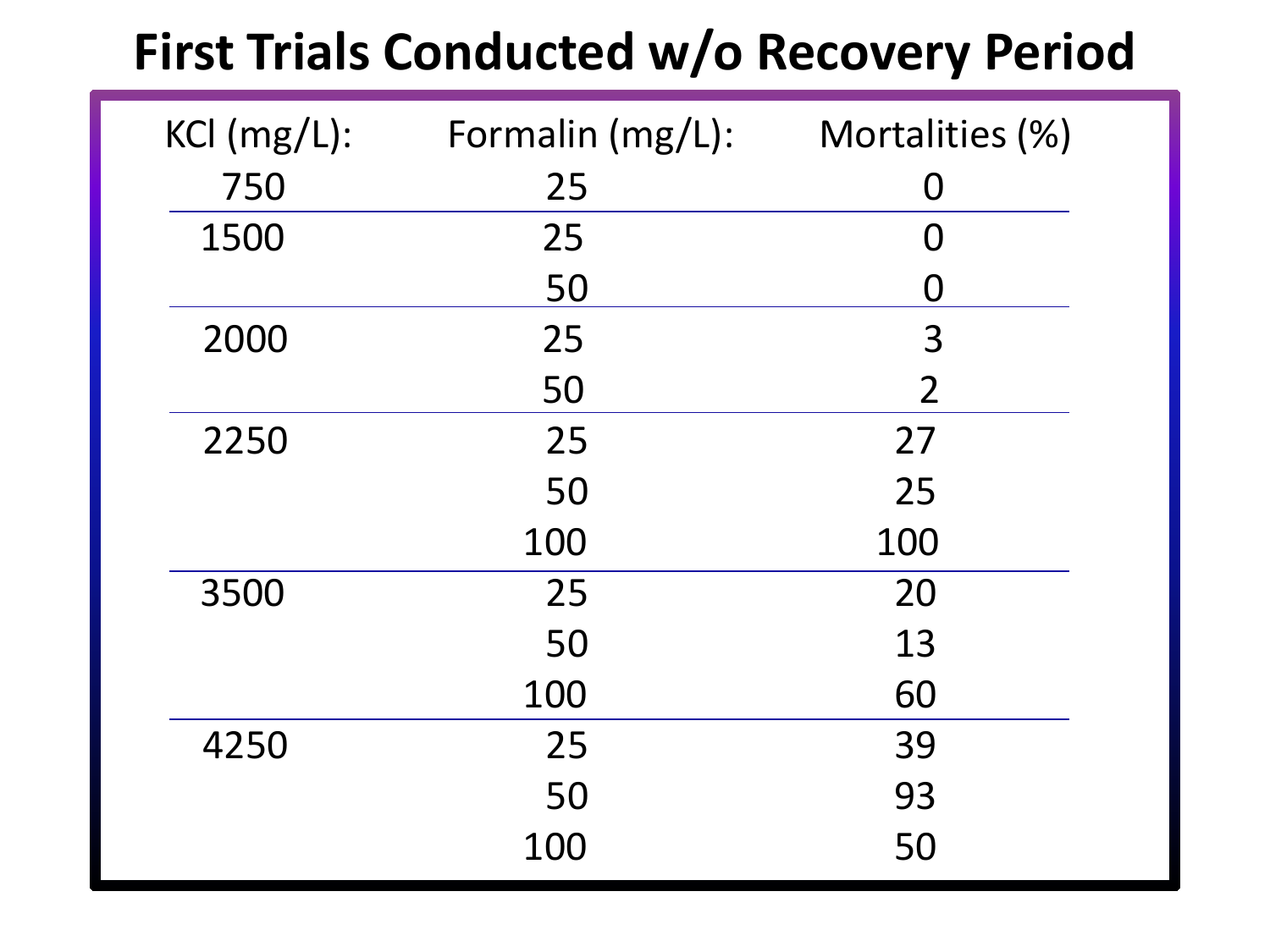# First Trials Conducted w/o Recovery Period

| KCl (mg/L): | Formalin (mg/L): | Mortalities (%) |
|---|---|---|
| 750 | 25 | 0 |
| 1500 | 25 | 0 |
| | 50 | 0 |
| 2000 | 25 | 3 |
| | 50 | 2 |
| 2250 | 25 | 27 |
| | 50 | 25 |
| | 100 | 100 |
| 3500 | 25 | 20 |
| | 50 | 13 |
| | 100 | 60 |
| 4250 | 25 | 39 |
| | 50 | 93 |
| | 100 | 50 |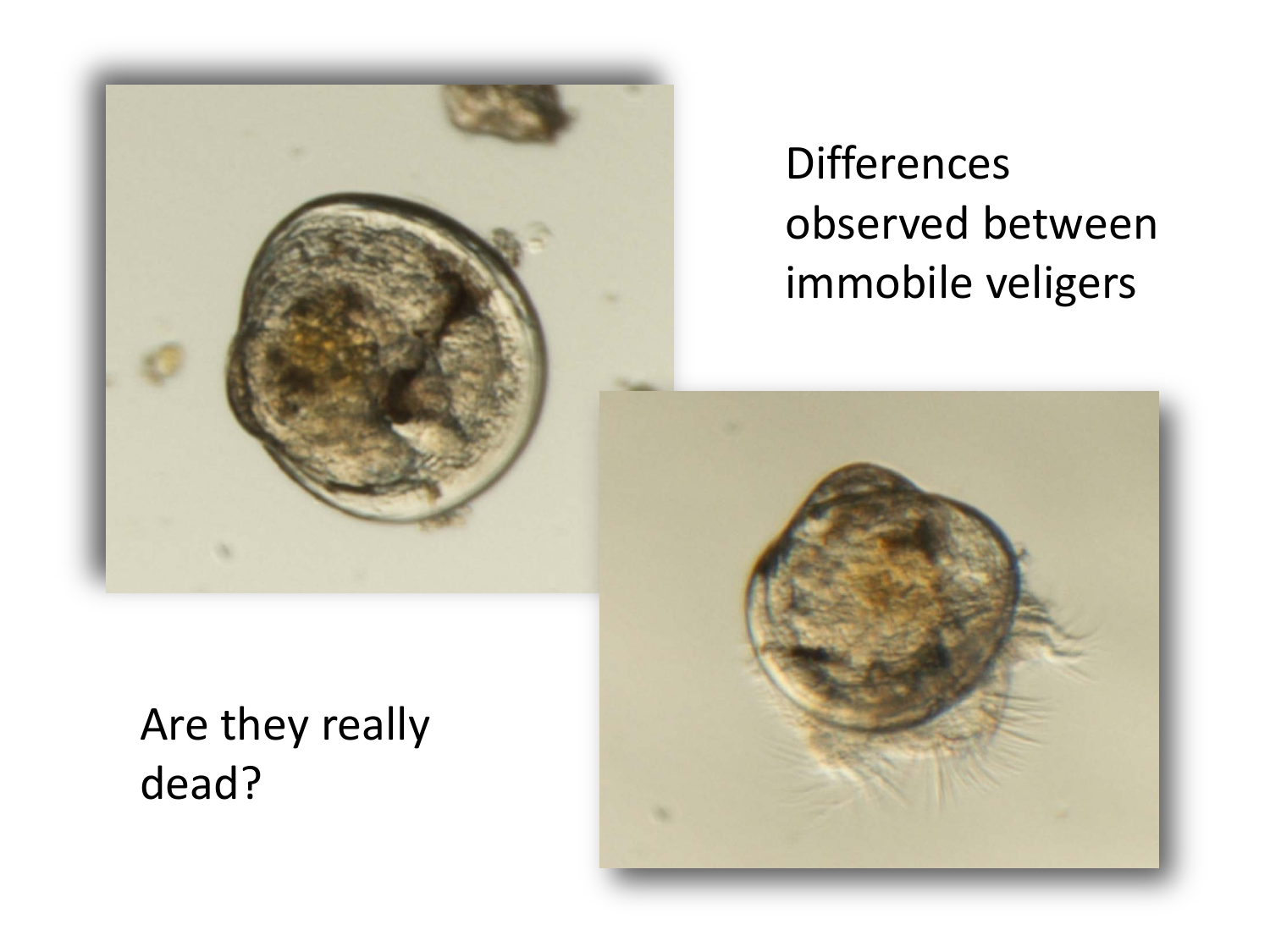Differences observed between immobile veligers

Are they really dead?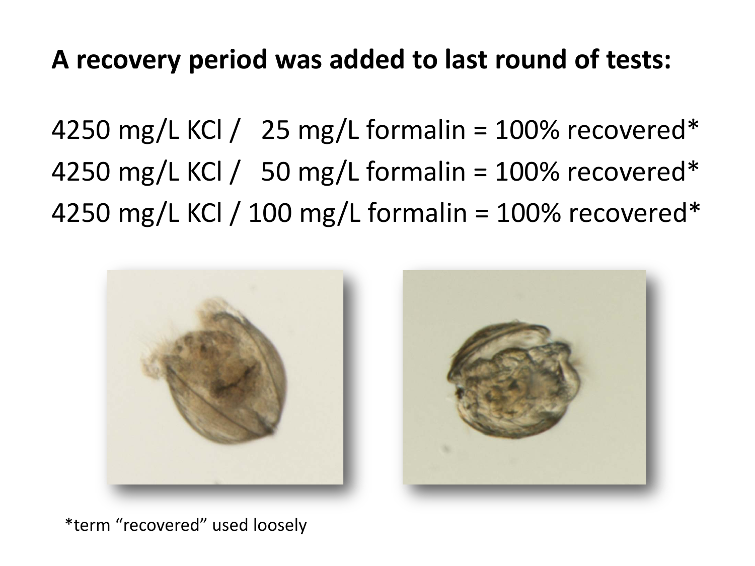**A recovery period was added to last round of tests:**

4250 mg/L KCl / 25 mg/L formalin = 100% recovered*

4250 mg/L KCl / 50 mg/L formalin = 100% recovered*

4250 mg/L KCl / 100 mg/L formalin = 100% recovered*

*term "recovered" used loosely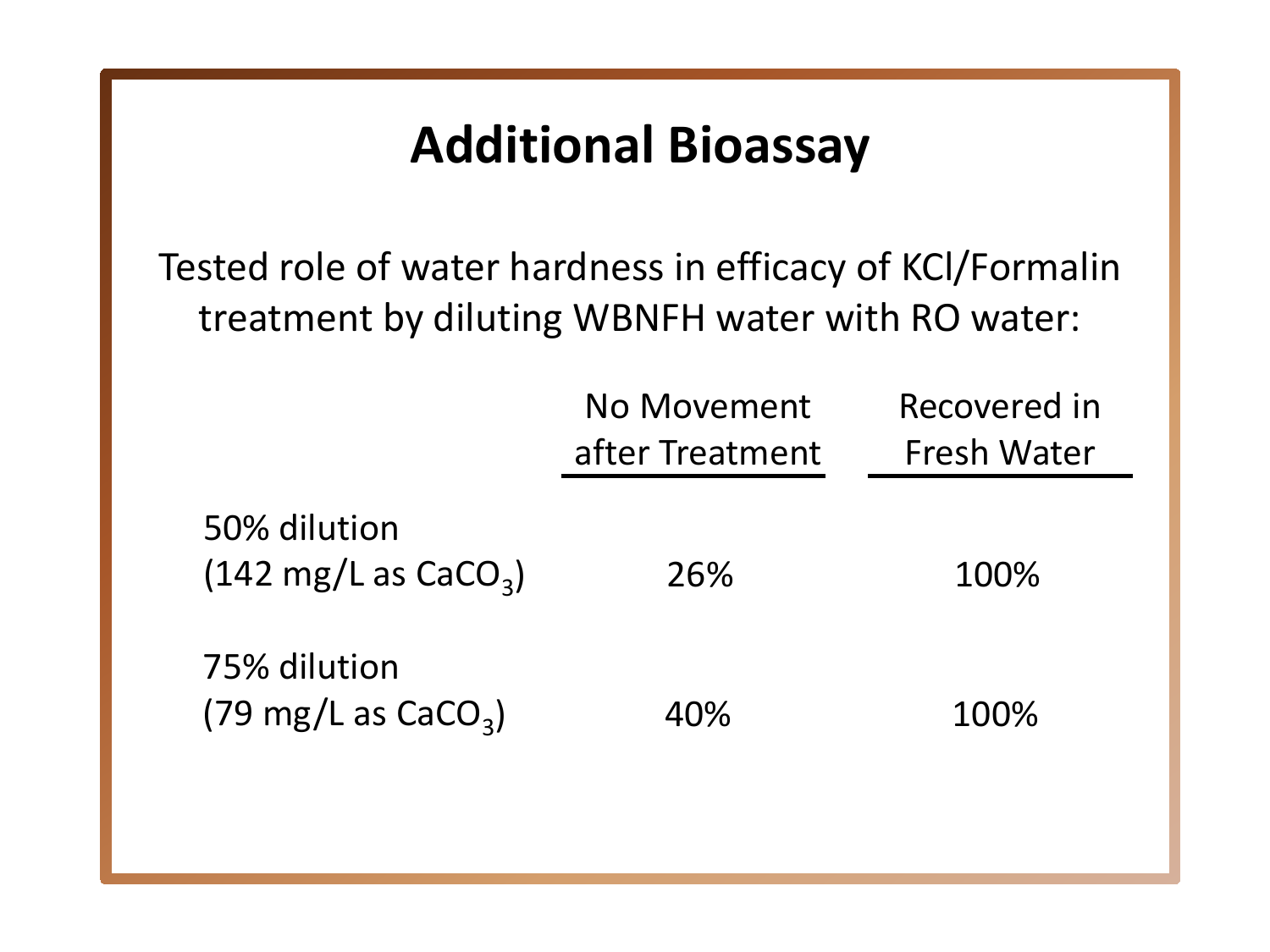# Additional Bioassay

Tested role of water hardness in efficacy of KCl/Formalin treatment by diluting WBNFH water with RO water:

| | No Movement after Treatment | Recovered in Fresh Water |
|---|---|---|
| 50% dilution (142 mg/L as $CaCO_3$) | 26% | 100% |
| 75% dilution (79 mg/L as $CaCO_3$) | 40% | 100% |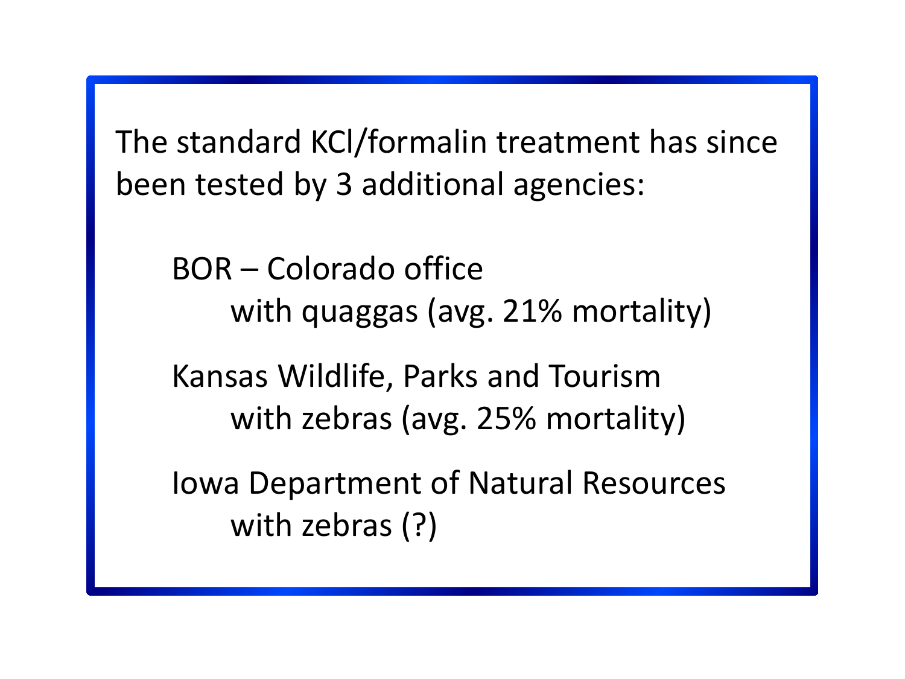The standard KCl/formalin treatment has since been tested by 3 additional agencies:

- BOR – Colorado office
  - with quaggas (avg. 21% mortality)
- Kansas Wildlife, Parks and Tourism
  - with zebras (avg. 25% mortality)
- Iowa Department of Natural Resources
  - with zebras (?)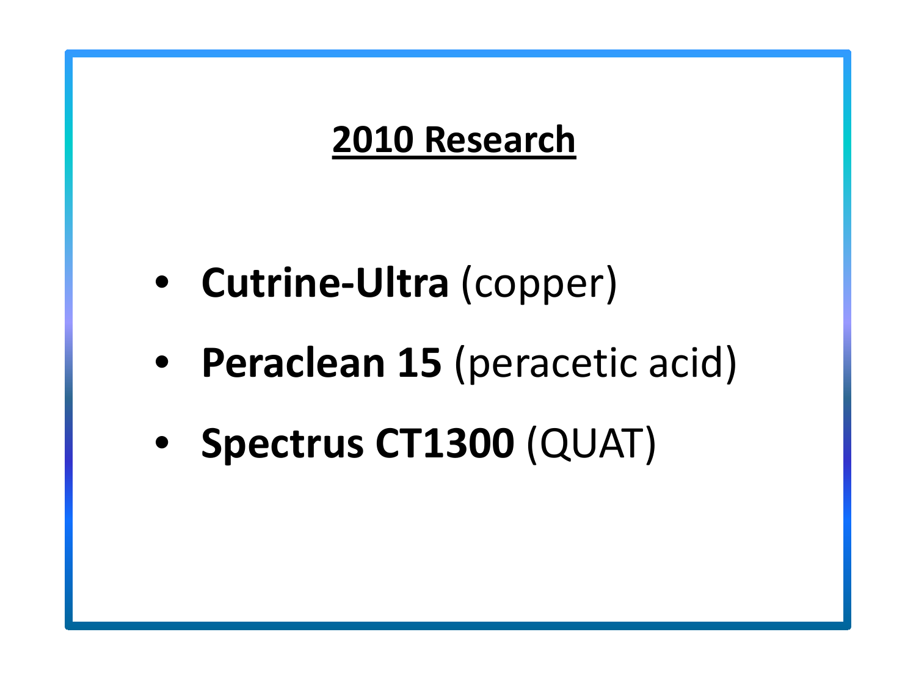## 2010 Research

- **Cutrine-Ultra** (copper)
- **Peraclean 15** (peracetic acid)
- **Spectrus CT1300** (QUAT)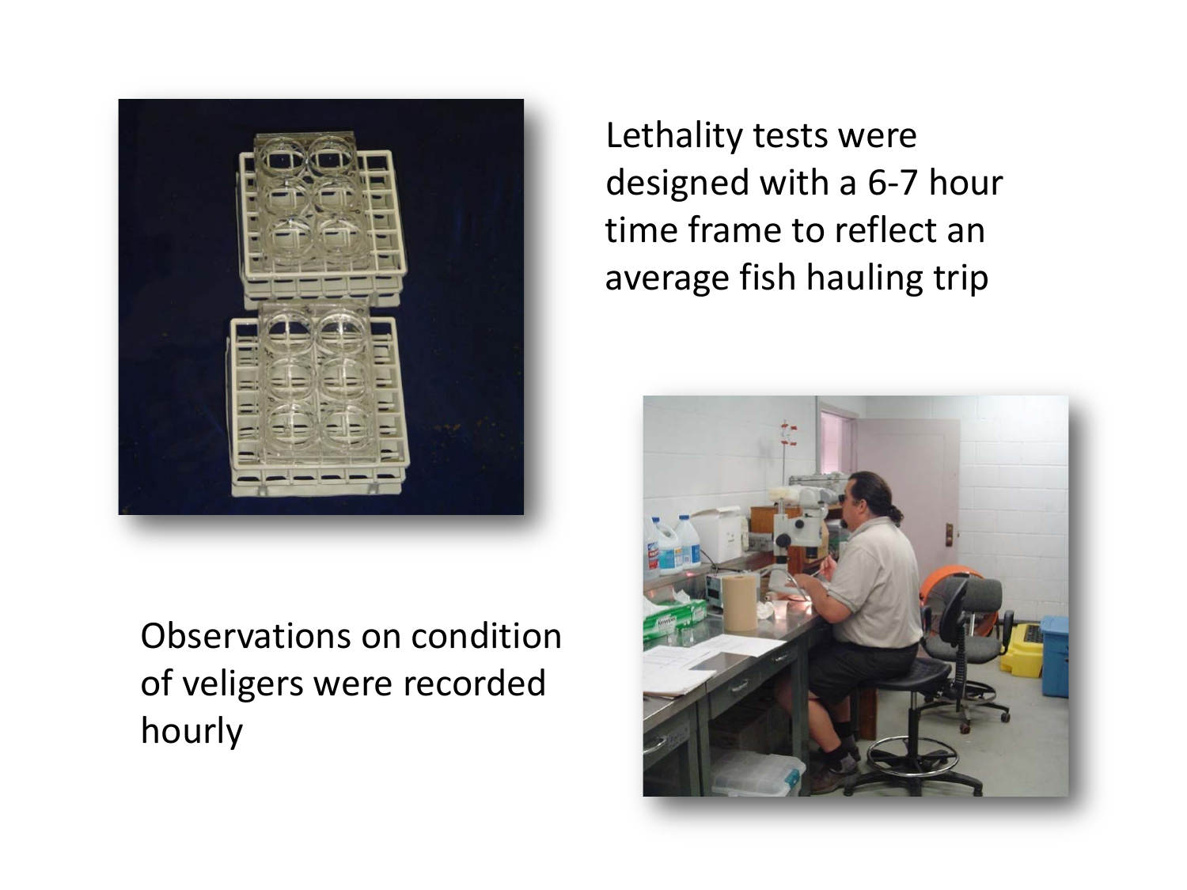Lethality tests were designed with a 6-7 hour time frame to reflect an average fish hauling trip

Observations on condition of veligers were recorded hourly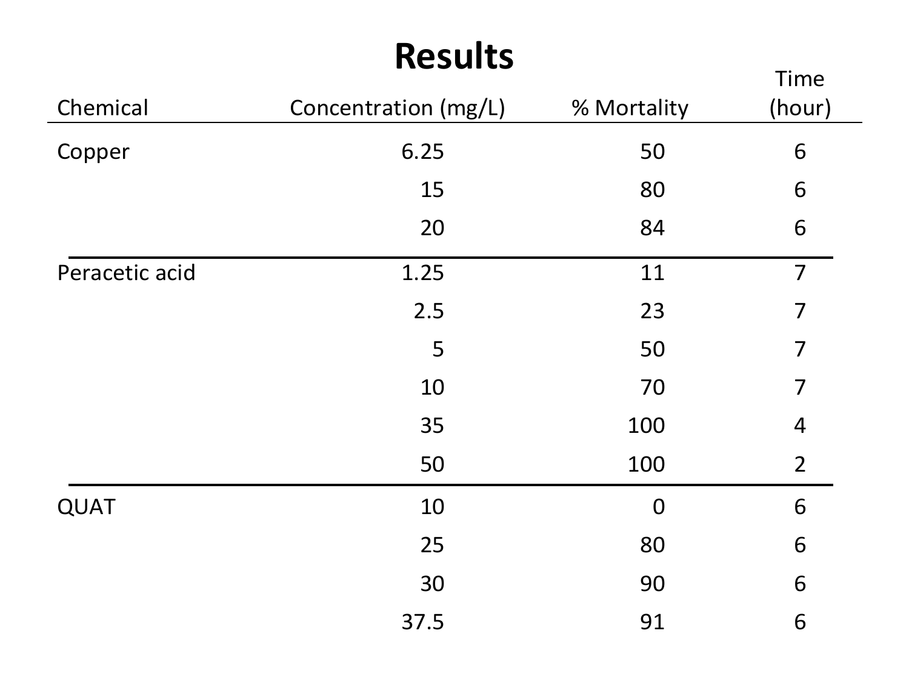# Results

| Chemical | Concentration (mg/L) | % Mortality | Time (hour) |
| --- | --- | --- | --- |
| Copper | 6.25 | 50 | 6 |
| | 15 | 80 | 6 |
| | 20 | 84 | 6 |
| Peracetic acid | 1.25 | 11 | 7 |
| | 2.5 | 23 | 7 |
| | 5 | 50 | 7 |
| | 10 | 70 | 7 |
| | 35 | 100 | 4 |
| | 50 | 100 | 2 |
| QUAT | 10 | 0 | 6 |
| | 25 | 80 | 6 |
| | 30 | 90 | 6 |
| | 37.5 | 91 | 6 |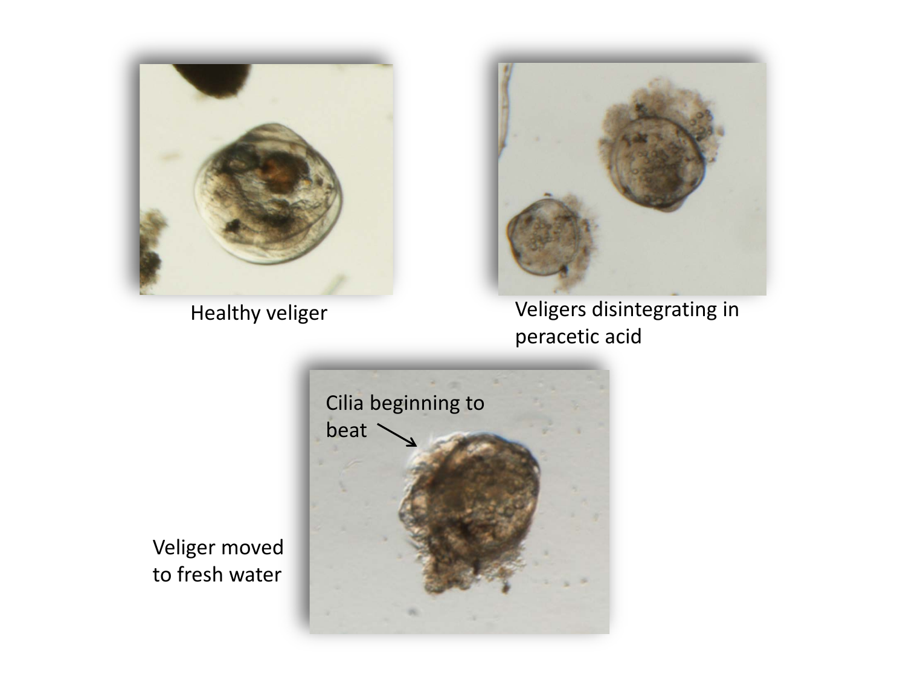Healthy veliger

Veligers disintegrating in peracetic acid

Cilia beginning to beat

Veliger moved to fresh water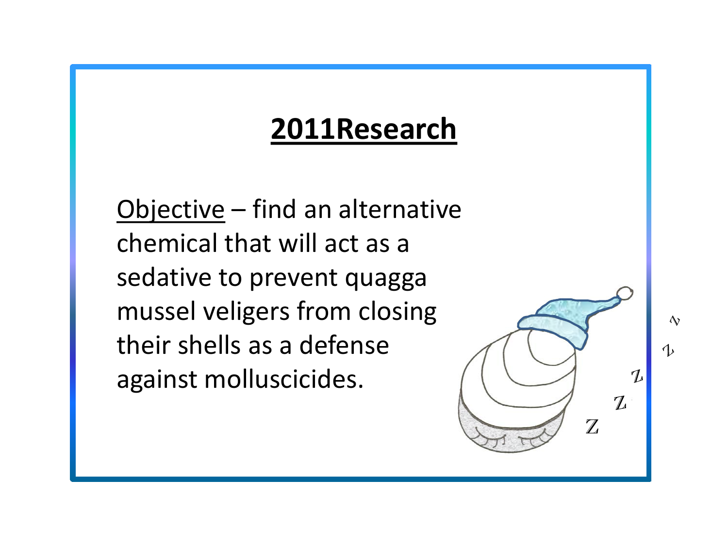## 2011Research

Objective – find an alternative chemical that will act as a sedative to prevent quagga mussel veligers from closing their shells as a defense against molluscicides.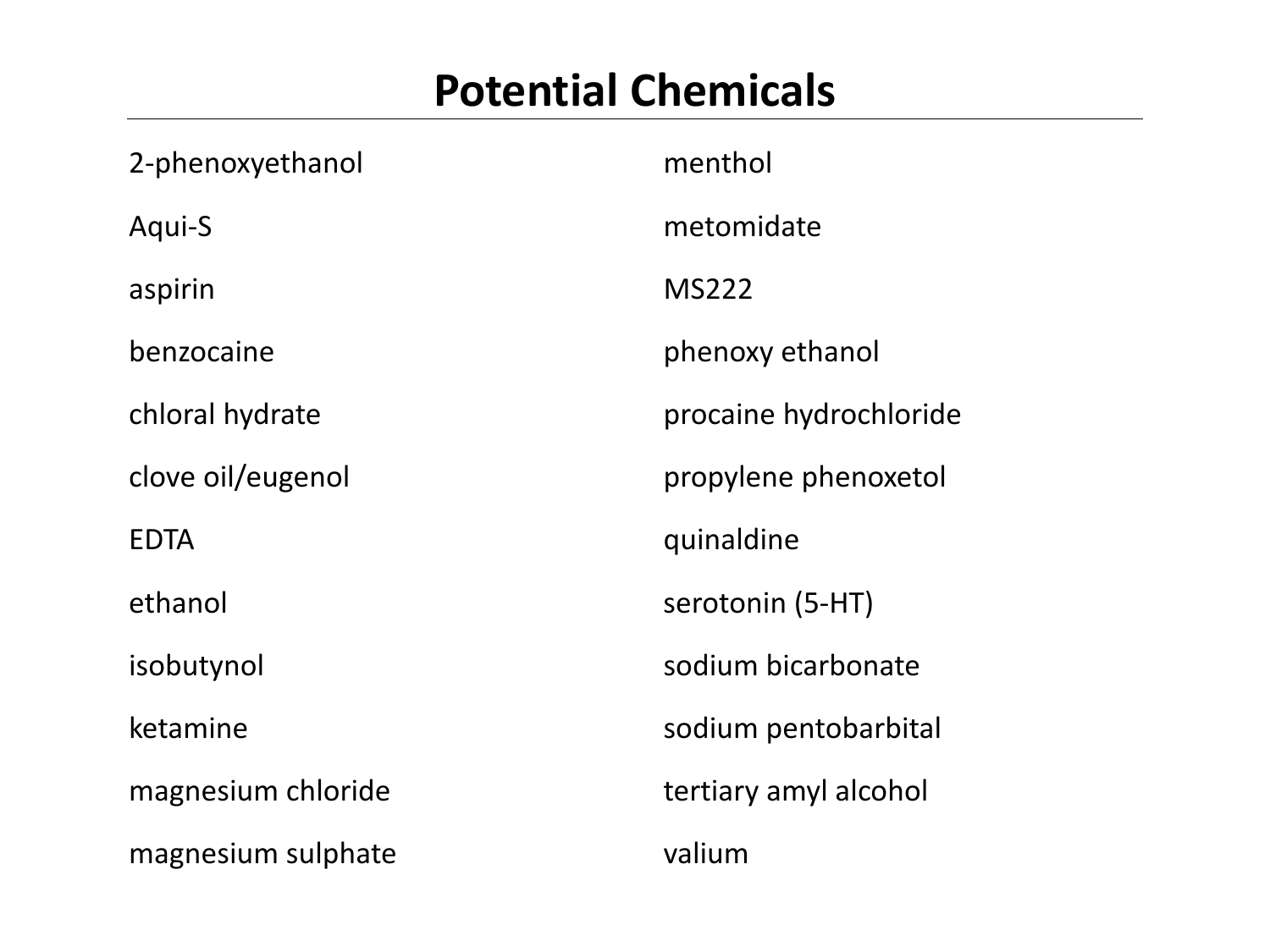# Potential Chemicals

- 2-phenoxyethanol
- Aqui-S
- aspirin
- benzocaine
- chloral hydrate
- clove oil/eugenol
- EDTA
- ethanol
- isobutynol
- ketamine
- magnesium chloride
- magnesium sulphate
- menthol
- metomidate
- MS222
- phenoxy ethanol
- procaine hydrochloride
- propylene phenoxetol
- quinaldine
- serotonin (5-HT)
- sodium bicarbonate
- sodium pentobarbital
- tertiary amyl alcohol
- valium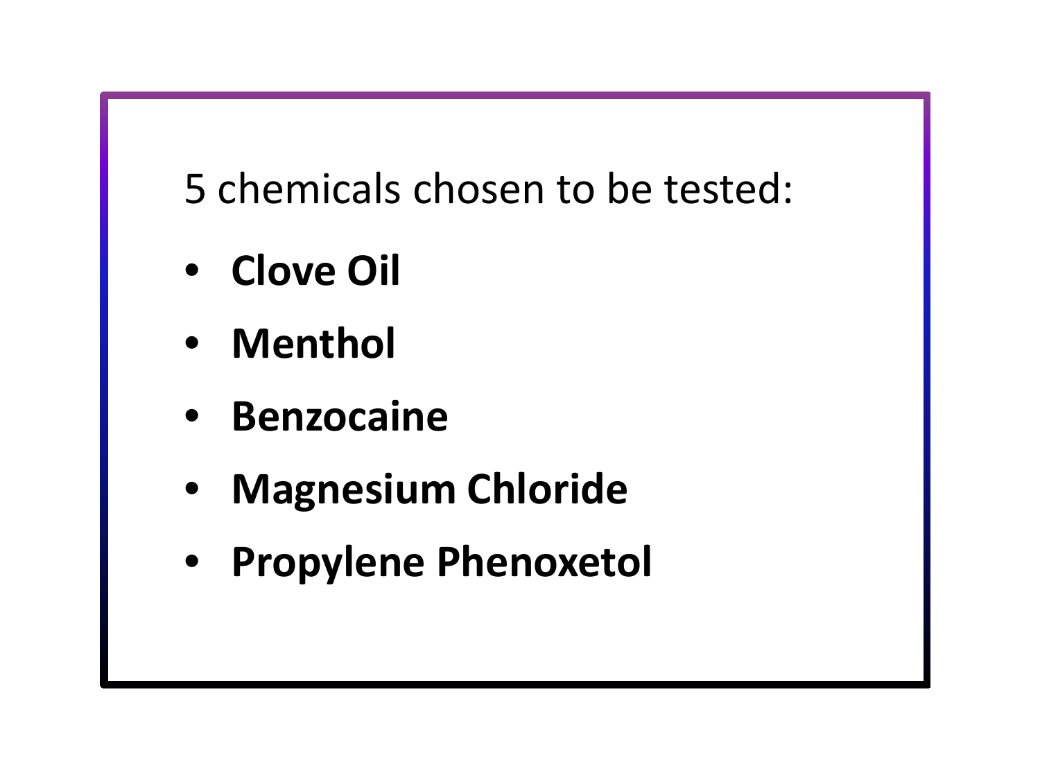5 chemicals chosen to be tested:

- **Clove Oil**
- **Menthol**
- **Benzocaine**
- **Magnesium Chloride**
- **Propylene Phenoxetol**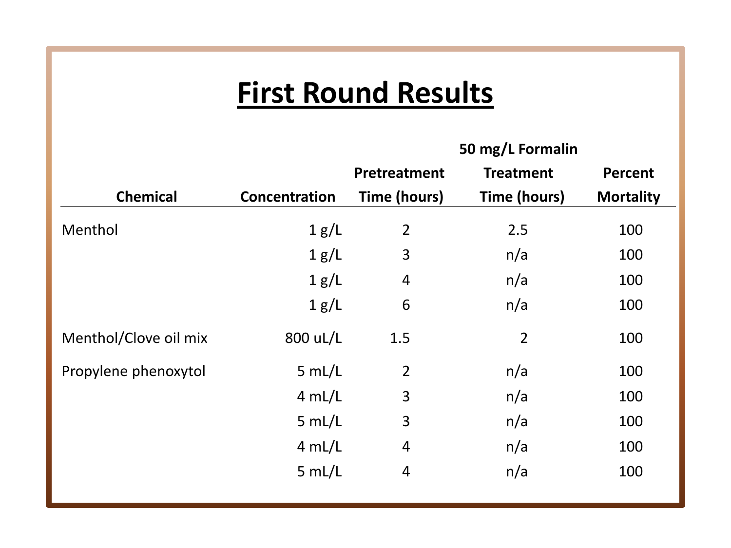# First Round Results

| Chemical | Concentration | Pretreatment Time (hours) | 50 mg/L Formalin Treatment Time (hours) | Percent Mortality |
|---|---|---|---|---|
| Menthol | 1 g/L | 2 | 2.5 | 100 |
| | 1 g/L | 3 | n/a | 100 |
| | 1 g/L | 4 | n/a | 100 |
| | 1 g/L | 6 | n/a | 100 |
| Menthol/Clove oil mix | 800 uL/L | 1.5 | 2 | 100 |
| Propylene phenoxytol | 5 mL/L | 2 | n/a | 100 |
| | 4 mL/L | 3 | n/a | 100 |
| | 5 mL/L | 3 | n/a | 100 |
| | 4 mL/L | 4 | n/a | 100 |
| | 5 mL/L | 4 | n/a | 100 |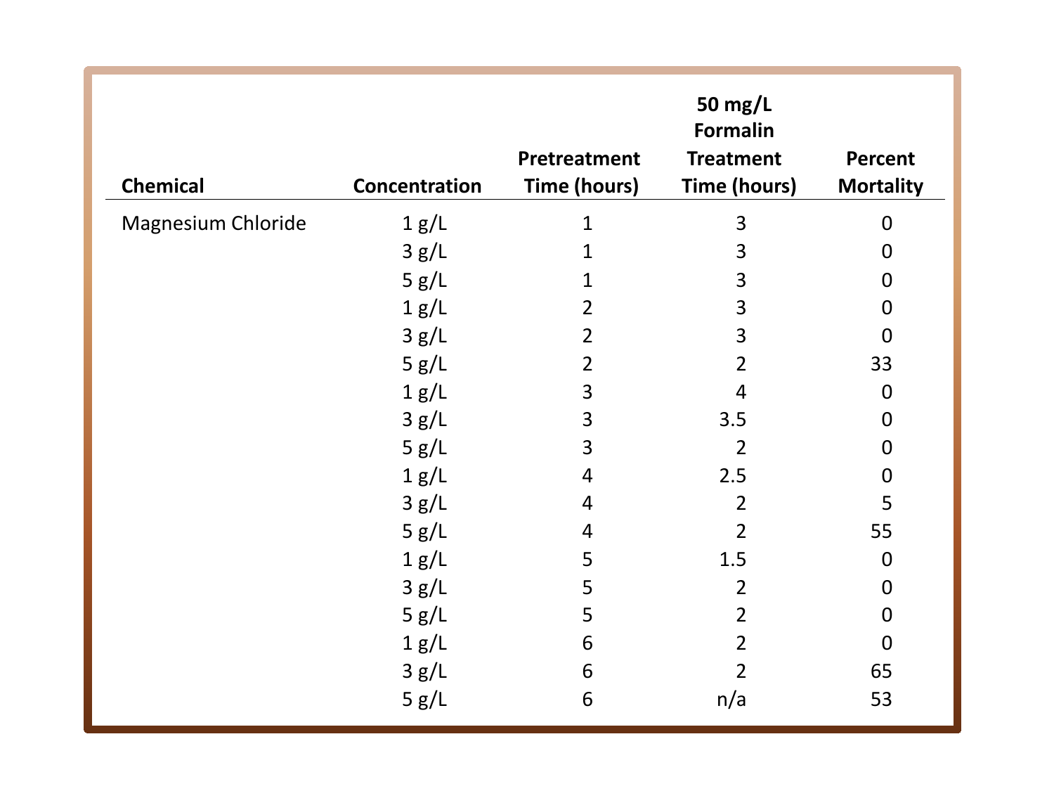| Chemical | Concentration | Pretreatment Time (hours) | 50 mg/L Formalin Treatment Time (hours) | Percent Mortality |
|---|---|---|---|---|
| Magnesium Chloride | 1 g/L | 1 | 3 | 0 |
| | 3 g/L | 1 | 3 | 0 |
| | 5 g/L | 1 | 3 | 0 |
| | 1 g/L | 2 | 3 | 0 |
| | 3 g/L | 2 | 3 | 0 |
| | 5 g/L | 2 | 2 | 33 |
| | 1 g/L | 3 | 4 | 0 |
| | 3 g/L | 3 | 3.5 | 0 |
| | 5 g/L | 3 | 2 | 0 |
| | 1 g/L | 4 | 2.5 | 0 |
| | 3 g/L | 4 | 2 | 5 |
| | 5 g/L | 4 | 2 | 55 |
| | 1 g/L | 5 | 1.5 | 0 |
| | 3 g/L | 5 | 2 | 0 |
| | 5 g/L | 5 | 2 | 0 |
| | 1 g/L | 6 | 2 | 0 |
| | 3 g/L | 6 | 2 | 65 |
| | 5 g/L | 6 | n/a | 53 |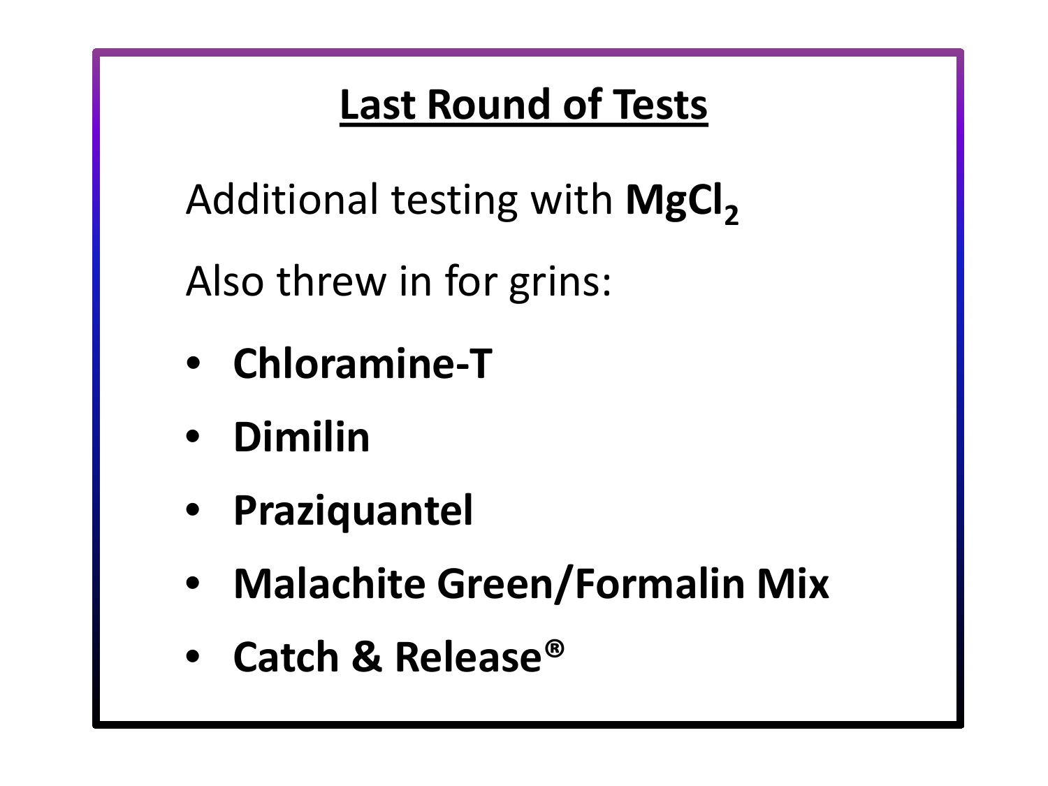## Last Round of Tests

Additional testing with **$MgCl_2$**

Also threw in for grins:

- **Chloramine-T**
- **Dimilin**
- **Praziquantel**
- **Malachite Green/Formalin Mix**
- **Catch & Release®**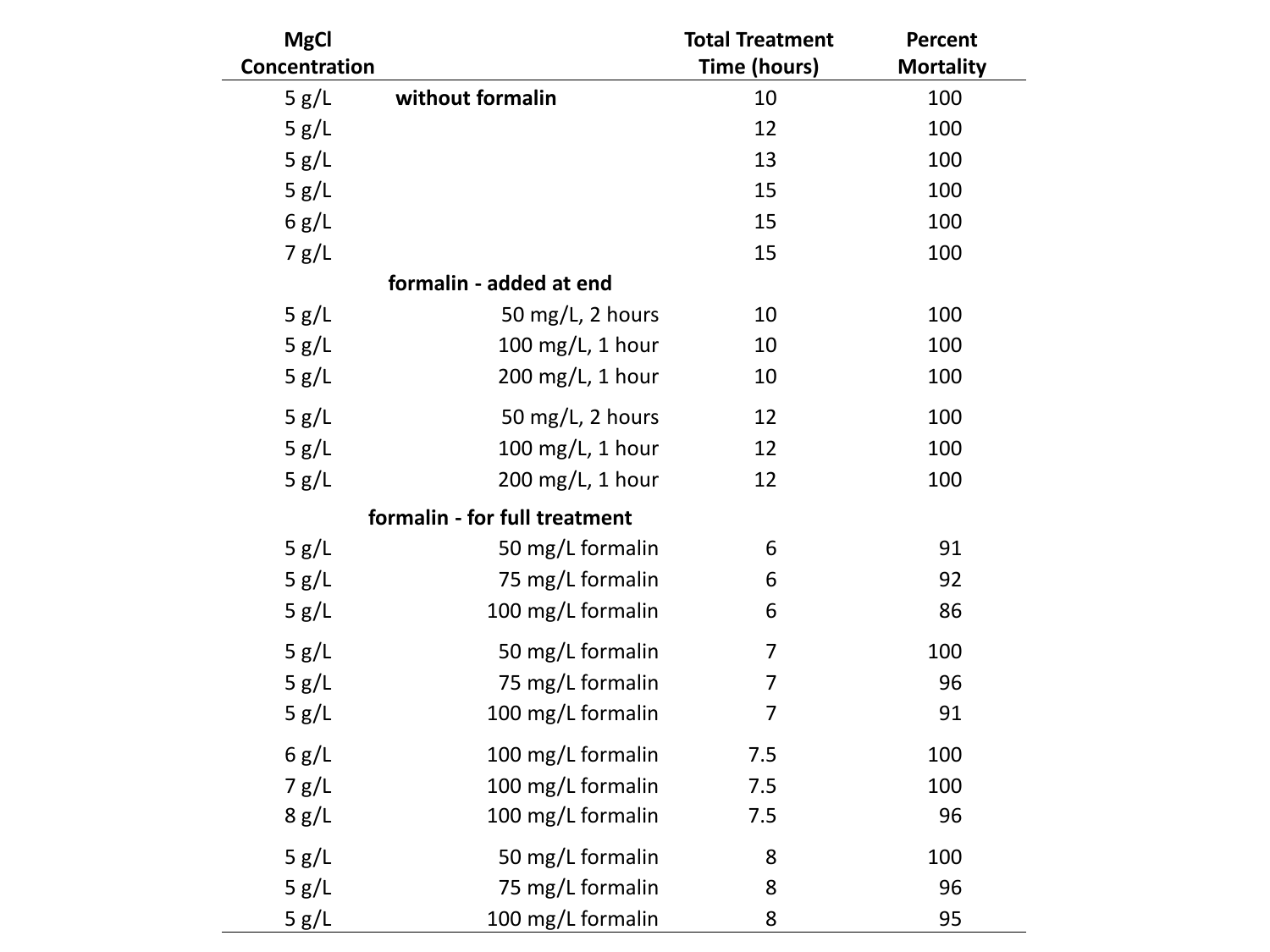| MgCl Concentration | | Total Treatment Time (hours) | Percent Mortality |
|---|---|---|---|
| 5 g/L | **without formalin** | 10 | 100 |
| 5 g/L | | 12 | 100 |
| 5 g/L | | 13 | 100 |
| 5 g/L | | 15 | 100 |
| 6 g/L | | 15 | 100 |
| 7 g/L | | 15 | 100 |
| | **formalin - added at end** | | |
| 5 g/L | 50 mg/L, 2 hours | 10 | 100 |
| 5 g/L | 100 mg/L, 1 hour | 10 | 100 |
| 5 g/L | 200 mg/L, 1 hour | 10 | 100 |
| 5 g/L | 50 mg/L, 2 hours | 12 | 100 |
| 5 g/L | 100 mg/L, 1 hour | 12 | 100 |
| 5 g/L | 200 mg/L, 1 hour | 12 | 100 |
| | **formalin - for full treatment** | | |
| 5 g/L | 50 mg/L formalin | 6 | 91 |
| 5 g/L | 75 mg/L formalin | 6 | 92 |
| 5 g/L | 100 mg/L formalin | 6 | 86 |
| 5 g/L | 50 mg/L formalin | 7 | 100 |
| 5 g/L | 75 mg/L formalin | 7 | 96 |
| 5 g/L | 100 mg/L formalin | 7 | 91 |
| 6 g/L | 100 mg/L formalin | 7.5 | 100 |
| 7 g/L | 100 mg/L formalin | 7.5 | 100 |
| 8 g/L | 100 mg/L formalin | 7.5 | 96 |
| 5 g/L | 50 mg/L formalin | 8 | 100 |
| 5 g/L | 75 mg/L formalin | 8 | 96 |
| 5 g/L | 100 mg/L formalin | 8 | 95 |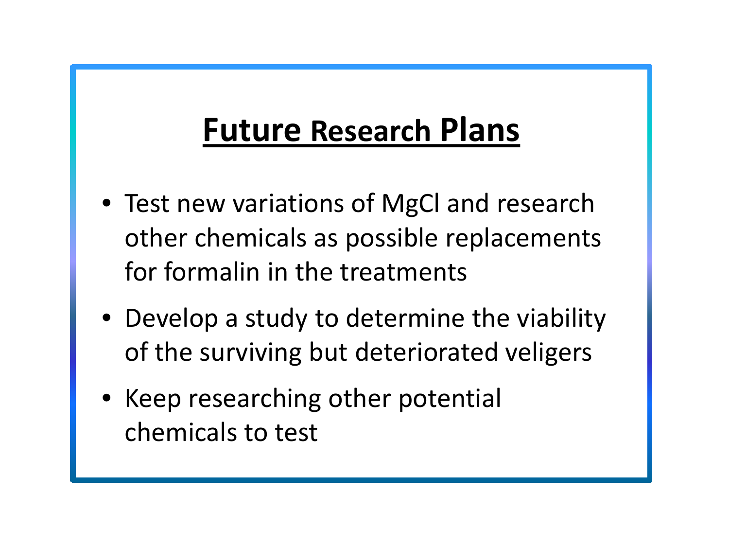## Future Research Plans

- Test new variations of MgCl and research other chemicals as possible replacements for formalin in the treatments
- Develop a study to determine the viability of the surviving but deteriorated veligers
- Keep researching other potential chemicals to test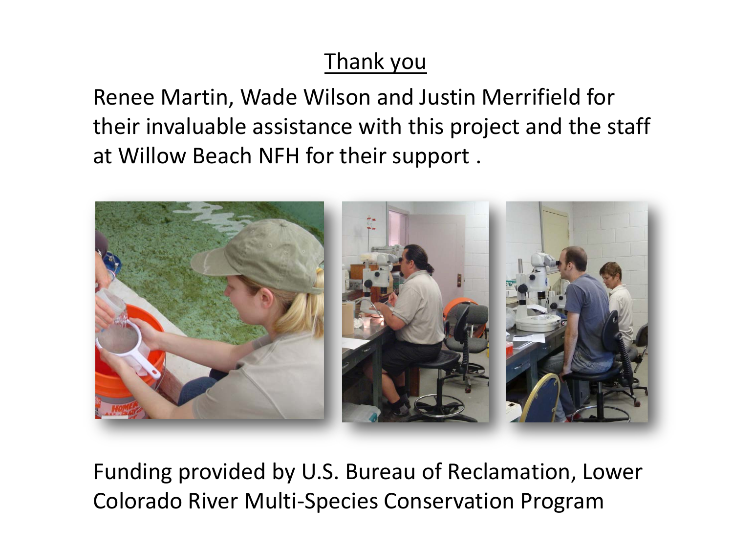## Thank you

Renee Martin, Wade Wilson and Justin Merrifield for their invaluable assistance with this project and the staff at Willow Beach NFH for their support .

Funding provided by U.S. Bureau of Reclamation, Lower Colorado River Multi-Species Conservation Program